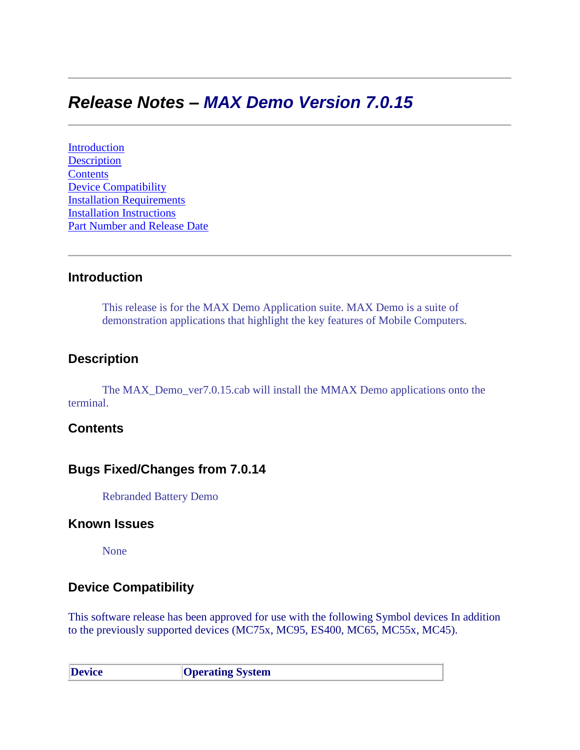# *Release Notes – MAX Demo Version 7.0.15*

---

[Introduction](#introduction)
[Description](#description)
[Contents](#contents)
[Device Compatibility](#device-compatibility)
[Installation Requirements](#installation-requirements)
[Installation Instructions](#installation-instructions)
[Part Number and Release Date](#part-number-and-release-date)

---

### Introduction

This release is for the MAX Demo Application suite. MAX Demo is a suite of demonstration applications that highlight the key features of Mobile Computers.

### Description

The MAX_Demo_ver7.0.15.cab will install the MMAX Demo applications onto the terminal.

### Contents

### Bugs Fixed/Changes from 7.0.14

Rebranded Battery Demo

### Known Issues

None

### Device Compatibility

This software release has been approved for use with the following Symbol devices In addition to the previously supported devices (MC75x, MC95, ES400, MC65, MC55x, MC45).

| Device | Operating System |
| --- | --- |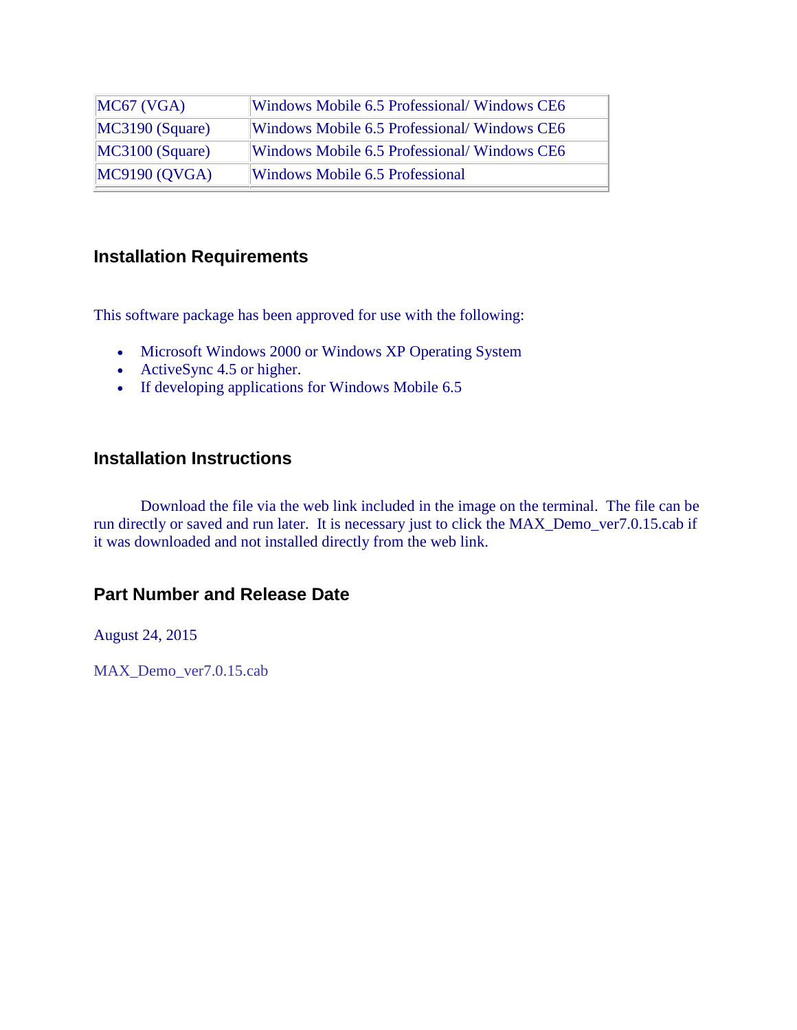| | |
|---|---|
| MC67 (VGA) | Windows Mobile 6.5 Professional/ Windows CE6 |
| MC3190 (Square) | Windows Mobile 6.5 Professional/ Windows CE6 |
| MC3100 (Square) | Windows Mobile 6.5 Professional/ Windows CE6 |
| MC9190 (QVGA) | Windows Mobile 6.5 Professional |

## Installation Requirements

This software package has been approved for use with the following:

- Microsoft Windows 2000 or Windows XP Operating System
- ActiveSync 4.5 or higher.
- If developing applications for Windows Mobile 6.5

## Installation Instructions

Download the file via the web link included in the image on the terminal. The file can be run directly or saved and run later. It is necessary just to click the MAX_Demo_ver7.0.15.cab if it was downloaded and not installed directly from the web link.

## Part Number and Release Date

August 24, 2015

MAX_Demo_ver7.0.15.cab